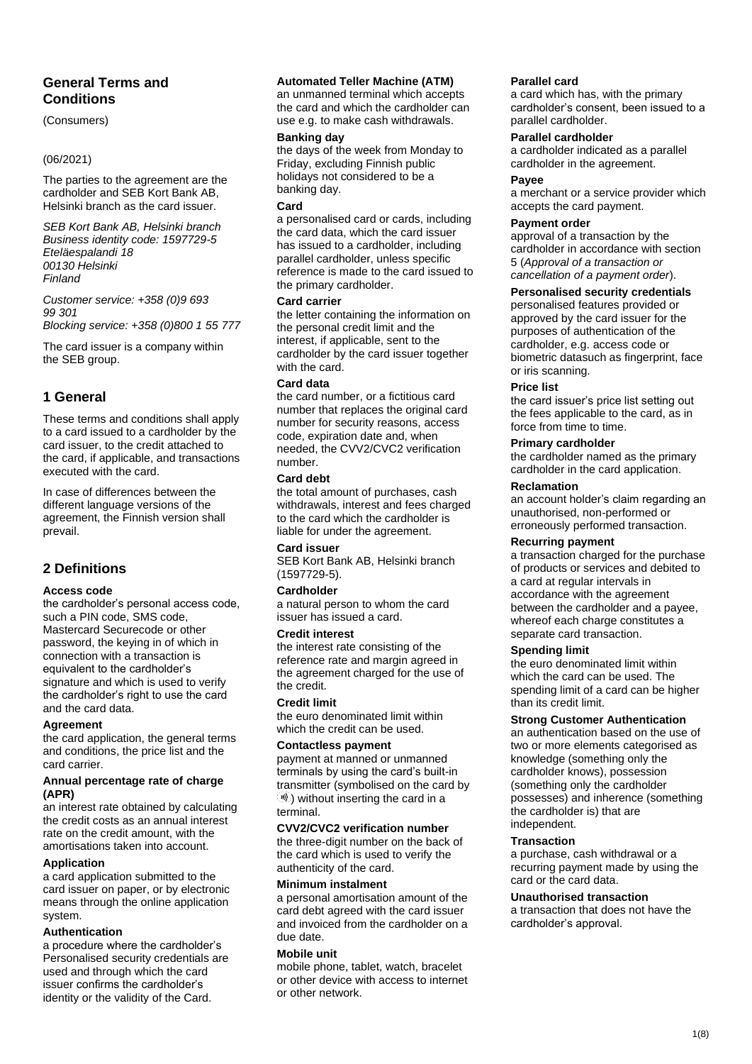## General Terms and Conditions

(Consumers)

(06/2021)

The parties to the agreement are the cardholder and SEB Kort Bank AB, Helsinki branch as the card issuer.

*SEB Kort Bank AB, Helsinki branch*
*Business identity code: 1597729-5*
*Eteläespalandi 18*
*00130 Helsinki*
*Finland*

*Customer service: +358 (0)9 693 99 301*
*Blocking service: +358 (0)800 1 55 777*

The card issuer is a company within the SEB group.

## 1 General

These terms and conditions shall apply to a card issued to a cardholder by the card issuer, to the credit attached to the card, if applicable, and transactions executed with the card.

In case of differences between the different language versions of the agreement, the Finnish version shall prevail.

## 2 Definitions

**Access code**
the cardholder's personal access code, such a PIN code, SMS code, Mastercard Securecode or other password, the keying in of which in connection with a transaction is equivalent to the cardholder's signature and which is used to verify the cardholder's right to use the card and the card data.

**Agreement**
the card application, the general terms and conditions, the price list and the card carrier.

**Annual percentage rate of charge (APR)**
an interest rate obtained by calculating the credit costs as an annual interest rate on the credit amount, with the amortisations taken into account.

**Application**
a card application submitted to the card issuer on paper, or by electronic means through the online application system.

**Authentication**
a procedure where the cardholder's Personalised security credentials are used and through which the card issuer confirms the cardholder's identity or the validity of the Card.

**Automated Teller Machine (ATM)**
an unmanned terminal which accepts the card and which the cardholder can use e.g. to make cash withdrawals.

**Banking day**
the days of the week from Monday to Friday, excluding Finnish public holidays not considered to be a banking day.

**Card**
a personalised card or cards, including the card data, which the card issuer has issued to a cardholder, including parallel cardholder, unless specific reference is made to the card issued to the primary cardholder.

**Card carrier**
the letter containing the information on the personal credit limit and the interest, if applicable, sent to the cardholder by the card issuer together with the card.

**Card data**
the card number, or a fictitious card number that replaces the original card number for security reasons, access code, expiration date and, when needed, the CVV2/CVC2 verification number.

**Card debt**
the total amount of purchases, cash withdrawals, interest and fees charged to the card which the cardholder is liable for under the agreement.

**Card issuer**
SEB Kort Bank AB, Helsinki branch (1597729-5).

**Cardholder**
a natural person to whom the card issuer has issued a card.

**Credit interest**
the interest rate consisting of the reference rate and margin agreed in the agreement charged for the use of the credit.

**Credit limit**
the euro denominated limit within which the credit can be used.

**Contactless payment**
payment at manned or unmanned terminals by using the card's built-in transmitter (symbolised on the card by ))) ) without inserting the card in a terminal.

**CVV2/CVC2 verification number**
the three-digit number on the back of the card which is used to verify the authenticity of the card.

**Minimum instalment**
a personal amortisation amount of the card debt agreed with the card issuer and invoiced from the cardholder on a due date.

**Mobile unit**
mobile phone, tablet, watch, bracelet or other device with access to internet or other network.

**Parallel card**
a card which has, with the primary cardholder's consent, been issued to a parallel cardholder.

**Parallel cardholder**
a cardholder indicated as a parallel cardholder in the agreement.

**Payee**
a merchant or a service provider which accepts the card payment.

**Payment order**
approval of a transaction by the cardholder in accordance with section 5 (*Approval of a transaction or cancellation of a payment order*).

**Personalised security credentials**
personalised features provided or approved by the card issuer for the purposes of authentication of the cardholder, e.g. access code or biometric datasuch as fingerprint, face or iris scanning.

**Price list**
the card issuer's price list setting out the fees applicable to the card, as in force from time to time.

**Primary cardholder**
the cardholder named as the primary cardholder in the card application.

**Reclamation**
an account holder's claim regarding an unauthorised, non-performed or erroneously performed transaction.

**Recurring payment**
a transaction charged for the purchase of products or services and debited to a card at regular intervals in accordance with the agreement between the cardholder and a payee, whereof each charge constitutes a separate card transaction.

**Spending limit**
the euro denominated limit within which the card can be used. The spending limit of a card can be higher than its credit limit.

**Strong Customer Authentication**
an authentication based on the use of two or more elements categorised as knowledge (something only the cardholder knows), possession (something only the cardholder possesses) and inherence (something the cardholder is) that are independent.

**Transaction**
a purchase, cash withdrawal or a recurring payment made by using the card or the card data.

**Unauthorised transaction**
a transaction that does not have the cardholder's approval.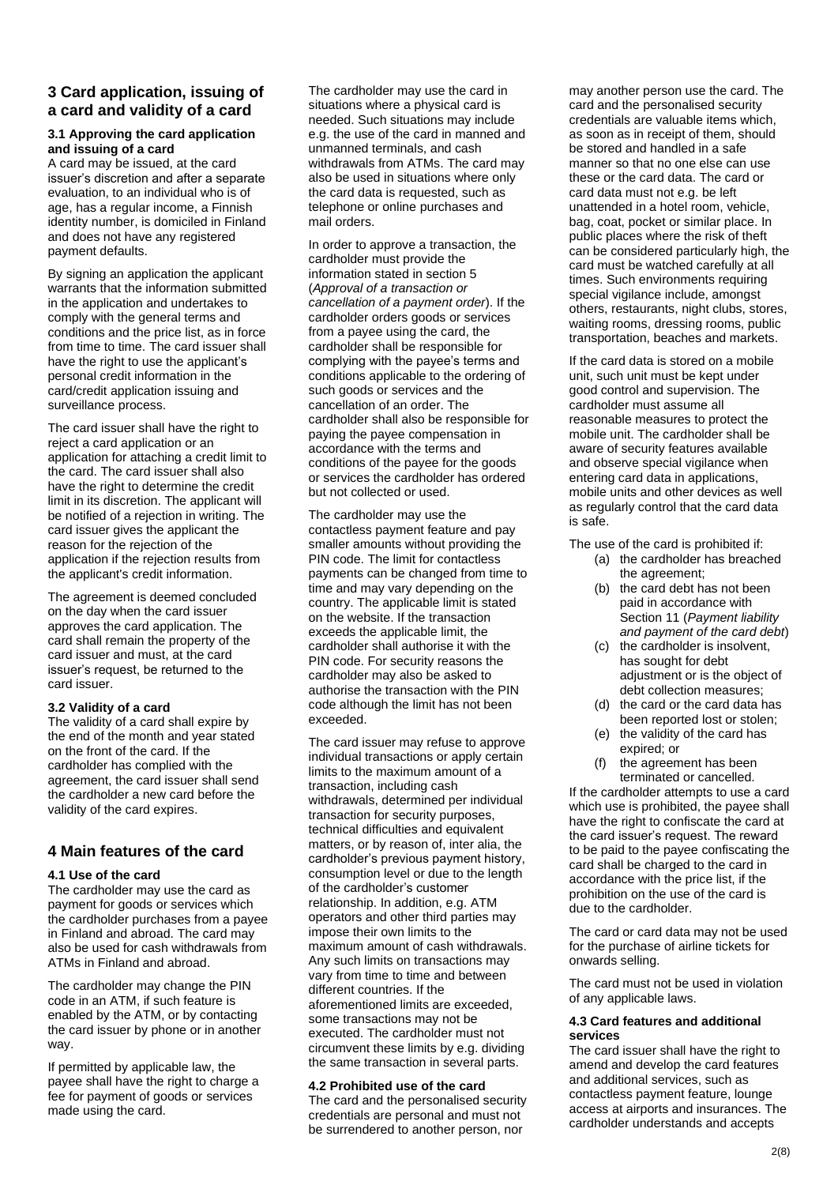## 3 Card application, issuing of a card and validity of a card

### 3.1 Approving the card application and issuing of a card

A card may be issued, at the card issuer's discretion and after a separate evaluation, to an individual who is of age, has a regular income, a Finnish identity number, is domiciled in Finland and does not have any registered payment defaults.

By signing an application the applicant warrants that the information submitted in the application and undertakes to comply with the general terms and conditions and the price list, as in force from time to time. The card issuer shall have the right to use the applicant's personal credit information in the card/credit application issuing and surveillance process.

The card issuer shall have the right to reject a card application or an application for attaching a credit limit to the card. The card issuer shall also have the right to determine the credit limit in its discretion. The applicant will be notified of a rejection in writing. The card issuer gives the applicant the reason for the rejection of the application if the rejection results from the applicant's credit information.

The agreement is deemed concluded on the day when the card issuer approves the card application. The card shall remain the property of the card issuer and must, at the card issuer's request, be returned to the card issuer.

### 3.2 Validity of a card

The validity of a card shall expire by the end of the month and year stated on the front of the card. If the cardholder has complied with the agreement, the card issuer shall send the cardholder a new card before the validity of the card expires.

## 4 Main features of the card

### 4.1 Use of the card

The cardholder may use the card as payment for goods or services which the cardholder purchases from a payee in Finland and abroad. The card may also be used for cash withdrawals from ATMs in Finland and abroad.

The cardholder may change the PIN code in an ATM, if such feature is enabled by the ATM, or by contacting the card issuer by phone or in another way.

If permitted by applicable law, the payee shall have the right to charge a fee for payment of goods or services made using the card.

The cardholder may use the card in situations where a physical card is needed. Such situations may include e.g. the use of the card in manned and unmanned terminals, and cash withdrawals from ATMs. The card may also be used in situations where only the card data is requested, such as telephone or online purchases and mail orders.

In order to approve a transaction, the cardholder must provide the information stated in section 5 (*Approval of a transaction or cancellation of a payment order*). If the cardholder orders goods or services from a payee using the card, the cardholder shall be responsible for complying with the payee's terms and conditions applicable to the ordering of such goods or services and the cancellation of an order. The cardholder shall also be responsible for paying the payee compensation in accordance with the terms and conditions of the payee for the goods or services the cardholder has ordered but not collected or used.

The cardholder may use the contactless payment feature and pay smaller amounts without providing the PIN code. The limit for contactless payments can be changed from time to time and may vary depending on the country. The applicable limit is stated on the website. If the transaction exceeds the applicable limit, the cardholder shall authorise it with the PIN code. For security reasons the cardholder may also be asked to authorise the transaction with the PIN code although the limit has not been exceeded.

The card issuer may refuse to approve individual transactions or apply certain limits to the maximum amount of a transaction, including cash withdrawals, determined per individual transaction for security purposes, technical difficulties and equivalent matters, or by reason of, inter alia, the cardholder's previous payment history, consumption level or due to the length of the cardholder's customer relationship. In addition, e.g. ATM operators and other third parties may impose their own limits to the maximum amount of cash withdrawals. Any such limits on transactions may vary from time to time and between different countries. If the aforementioned limits are exceeded, some transactions may not be executed. The cardholder must not circumvent these limits by e.g. dividing the same transaction in several parts.

### 4.2 Prohibited use of the card

The card and the personalised security credentials are personal and must not be surrendered to another person, nor may another person use the card. The card and the personalised security credentials are valuable items which, as soon as in receipt of them, should be stored and handled in a safe manner so that no one else can use these or the card data. The card or card data must not e.g. be left unattended in a hotel room, vehicle, bag, coat, pocket or similar place. In public places where the risk of theft can be considered particularly high, the card must be watched carefully at all times. Such environments requiring special vigilance include, amongst others, restaurants, night clubs, stores, waiting rooms, dressing rooms, public transportation, beaches and markets.

If the card data is stored on a mobile unit, such unit must be kept under good control and supervision. The cardholder must assume all reasonable measures to protect the mobile unit. The cardholder shall be aware of security features available and observe special vigilance when entering card data in applications, mobile units and other devices as well as regularly control that the card data is safe.

The use of the card is prohibited if:

(a) the cardholder has breached the agreement;
(b) the card debt has not been paid in accordance with Section 11 (*Payment liability and payment of the card debt*)
(c) the cardholder is insolvent, has sought for debt adjustment or is the object of debt collection measures;
(d) the card or the card data has been reported lost or stolen;
(e) the validity of the card has expired; or
(f) the agreement has been terminated or cancelled.

If the cardholder attempts to use a card which use is prohibited, the payee shall have the right to confiscate the card at the card issuer's request. The reward to be paid to the payee confiscating the card shall be charged to the card in accordance with the price list, if the prohibition on the use of the card is due to the cardholder.

The card or card data may not be used for the purchase of airline tickets for onwards selling.

The card must not be used in violation of any applicable laws.

### 4.3 Card features and additional services

The card issuer shall have the right to amend and develop the card features and additional services, such as contactless payment feature, lounge access at airports and insurances. The cardholder understands and accepts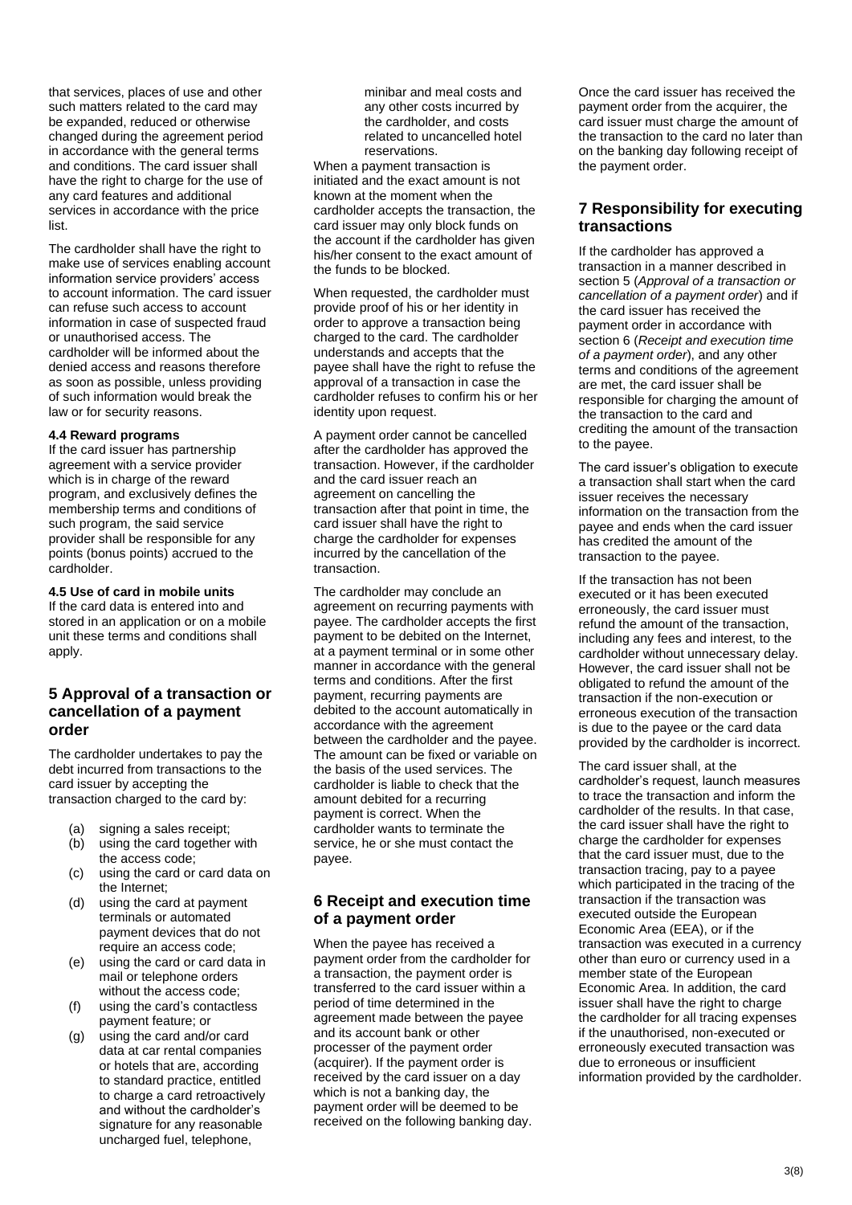that services, places of use and other such matters related to the card may be expanded, reduced or otherwise changed during the agreement period in accordance with the general terms and conditions. The card issuer shall have the right to charge for the use of any card features and additional services in accordance with the price list.

The cardholder shall have the right to make use of services enabling account information service providers' access to account information. The card issuer can refuse such access to account information in case of suspected fraud or unauthorised access. The cardholder will be informed about the denied access and reasons therefore as soon as possible, unless providing of such information would break the law or for security reasons.

#### 4.4 Reward programs

If the card issuer has partnership agreement with a service provider which is in charge of the reward program, and exclusively defines the membership terms and conditions of such program, the said service provider shall be responsible for any points (bonus points) accrued to the cardholder.

#### 4.5 Use of card in mobile units

If the card data is entered into and stored in an application or on a mobile unit these terms and conditions shall apply.

## 5 Approval of a transaction or cancellation of a payment order

The cardholder undertakes to pay the debt incurred from transactions to the card issuer by accepting the transaction charged to the card by:

(a) signing a sales receipt;
(b) using the card together with the access code;
(c) using the card or card data on the Internet;
(d) using the card at payment terminals or automated payment devices that do not require an access code;
(e) using the card or card data in mail or telephone orders without the access code;
(f) using the card's contactless payment feature; or
(g) using the card and/or card data at car rental companies or hotels that are, according to standard practice, entitled to charge a card retroactively and without the cardholder's signature for any reasonable uncharged fuel, telephone, minibar and meal costs and any other costs incurred by the cardholder, and costs related to uncancelled hotel reservations.

When a payment transaction is initiated and the exact amount is not known at the moment when the cardholder accepts the transaction, the card issuer may only block funds on the account if the cardholder has given his/her consent to the exact amount of the funds to be blocked.

When requested, the cardholder must provide proof of his or her identity in order to approve a transaction being charged to the card. The cardholder understands and accepts that the payee shall have the right to refuse the approval of a transaction in case the cardholder refuses to confirm his or her identity upon request.

A payment order cannot be cancelled after the cardholder has approved the transaction. However, if the cardholder and the card issuer reach an agreement on cancelling the transaction after that point in time, the card issuer shall have the right to charge the cardholder for expenses incurred by the cancellation of the transaction.

The cardholder may conclude an agreement on recurring payments with payee. The cardholder accepts the first payment to be debited on the Internet, at a payment terminal or in some other manner in accordance with the general terms and conditions. After the first payment, recurring payments are debited to the account automatically in accordance with the agreement between the cardholder and the payee. The amount can be fixed or variable on the basis of the used services. The cardholder is liable to check that the amount debited for a recurring payment is correct. When the cardholder wants to terminate the service, he or she must contact the payee.

## 6 Receipt and execution time of a payment order

When the payee has received a payment order from the cardholder for a transaction, the payment order is transferred to the card issuer within a period of time determined in the agreement made between the payee and its account bank or other processer of the payment order (acquirer). If the payment order is received by the card issuer on a day which is not a banking day, the payment order will be deemed to be received on the following banking day.

Once the card issuer has received the payment order from the acquirer, the card issuer must charge the amount of the transaction to the card no later than on the banking day following receipt of the payment order.

## 7 Responsibility for executing transactions

If the cardholder has approved a transaction in a manner described in section 5 (*Approval of a transaction or cancellation of a payment order*) and if the card issuer has received the payment order in accordance with section 6 (*Receipt and execution time of a payment order*), and any other terms and conditions of the agreement are met, the card issuer shall be responsible for charging the amount of the transaction to the card and crediting the amount of the transaction to the payee.

The card issuer's obligation to execute a transaction shall start when the card issuer receives the necessary information on the transaction from the payee and ends when the card issuer has credited the amount of the transaction to the payee.

If the transaction has not been executed or it has been executed erroneously, the card issuer must refund the amount of the transaction, including any fees and interest, to the cardholder without unnecessary delay. However, the card issuer shall not be obligated to refund the amount of the transaction if the non-execution or erroneous execution of the transaction is due to the payee or the card data provided by the cardholder is incorrect.

The card issuer shall, at the cardholder's request, launch measures to trace the transaction and inform the cardholder of the results. In that case, the card issuer shall have the right to charge the cardholder for expenses that the card issuer must, due to the transaction tracing, pay to a payee which participated in the tracing of the transaction if the transaction was executed outside the European Economic Area (EEA), or if the transaction was executed in a currency other than euro or currency used in a member state of the European Economic Area. In addition, the card issuer shall have the right to charge the cardholder for all tracing expenses if the unauthorised, non-executed or erroneously executed transaction was due to erroneous or insufficient information provided by the cardholder.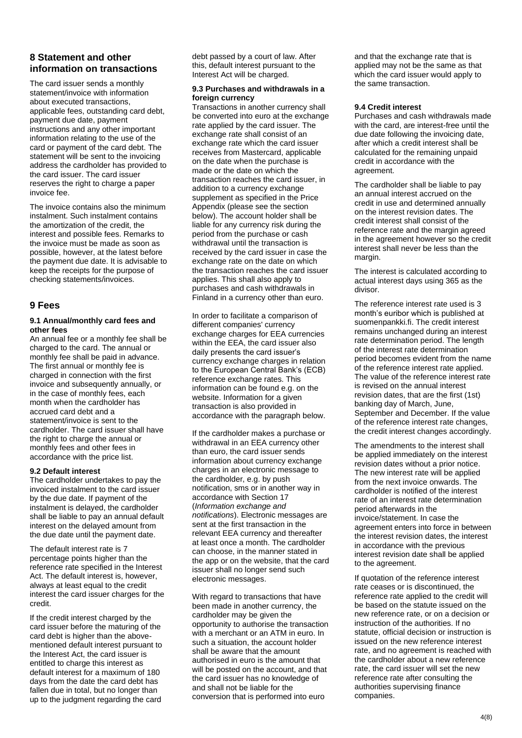## 8 Statement and other information on transactions

The card issuer sends a monthly statement/invoice with information about executed transactions, applicable fees, outstanding card debt, payment due date, payment instructions and any other important information relating to the use of the card or payment of the card debt. The statement will be sent to the invoicing address the cardholder has provided to the card issuer. The card issuer reserves the right to charge a paper invoice fee.

The invoice contains also the minimum instalment. Such instalment contains the amortization of the credit, the interest and possible fees. Remarks to the invoice must be made as soon as possible, however, at the latest before the payment due date. It is advisable to keep the receipts for the purpose of checking statements/invoices.

## 9 Fees

#### 9.1 Annual/monthly card fees and other fees

An annual fee or a monthly fee shall be charged to the card. The annual or monthly fee shall be paid in advance. The first annual or monthly fee is charged in connection with the first invoice and subsequently annually, or in the case of monthly fees, each month when the cardholder has accrued card debt and a statement/invoice is sent to the cardholder. The card issuer shall have the right to charge the annual or monthly fees and other fees in accordance with the price list.

#### 9.2 Default interest

The cardholder undertakes to pay the invoiced instalment to the card issuer by the due date. If payment of the instalment is delayed, the cardholder shall be liable to pay an annual default interest on the delayed amount from the due date until the payment date.

The default interest rate is 7 percentage points higher than the reference rate specified in the Interest Act. The default interest is, however, always at least equal to the credit interest the card issuer charges for the credit.

If the credit interest charged by the card issuer before the maturing of the card debt is higher than the above-mentioned default interest pursuant to the Interest Act, the card issuer is entitled to charge this interest as default interest for a maximum of 180 days from the date the card debt has fallen due in total, but no longer than up to the judgment regarding the card debt passed by a court of law. After this, default interest pursuant to the Interest Act will be charged.

#### 9.3 Purchases and withdrawals in a foreign currency

Transactions in another currency shall be converted into euro at the exchange rate applied by the card issuer. The exchange rate shall consist of an exchange rate which the card issuer receives from Mastercard, applicable on the date when the purchase is made or the date on which the transaction reaches the card issuer, in addition to a currency exchange supplement as specified in the Price Appendix (please see the section below). The account holder shall be liable for any currency risk during the period from the purchase or cash withdrawal until the transaction is received by the card issuer in case the exchange rate on the date on which the transaction reaches the card issuer applies. This shall also apply to purchases and cash withdrawals in Finland in a currency other than euro.

In order to facilitate a comparison of different companies' currency exchange charges for EEA currencies within the EEA, the card issuer also daily presents the card issuer's currency exchange charges in relation to the European Central Bank's (ECB) reference exchange rates. This information can be found e.g. on the website. Information for a given transaction is also provided in accordance with the paragraph below.

If the cardholder makes a purchase or withdrawal in an EEA currency other than euro, the card issuer sends information about currency exchange charges in an electronic message to the cardholder, e.g. by push notification, sms or in another way in accordance with Section 17 (*Information exchange and notifications*). Electronic messages are sent at the first transaction in the relevant EEA currency and thereafter at least once a month. The cardholder can choose, in the manner stated in the app or on the website, that the card issuer shall no longer send such electronic messages.

With regard to transactions that have been made in another currency, the cardholder may be given the opportunity to authorise the transaction with a merchant or an ATM in euro. In such a situation, the account holder shall be aware that the amount authorised in euro is the amount that will be posted on the account, and that the card issuer has no knowledge of and shall not be liable for the conversion that is performed into euro and that the exchange rate that is applied may not be the same as that which the card issuer would apply to the same transaction.

#### 9.4 Credit interest

Purchases and cash withdrawals made with the card, are interest-free until the due date following the invoicing date, after which a credit interest shall be calculated for the remaining unpaid credit in accordance with the agreement.

The cardholder shall be liable to pay an annual interest accrued on the credit in use and determined annually on the interest revision dates. The credit interest shall consist of the reference rate and the margin agreed in the agreement however so the credit interest shall never be less than the margin.

The interest is calculated according to actual interest days using 365 as the divisor.

The reference interest rate used is 3 month's euribor which is published at suomenpankki.fi. The credit interest remains unchanged during an interest rate determination period. The length of the interest rate determination period becomes evident from the name of the reference interest rate applied. The value of the reference interest rate is revised on the annual interest revision dates, that are the first (1st) banking day of March, June, September and December. If the value of the reference interest rate changes, the credit interest changes accordingly.

The amendments to the interest shall be applied immediately on the interest revision dates without a prior notice. The new interest rate will be applied from the next invoice onwards. The cardholder is notified of the interest rate of an interest rate determination period afterwards in the invoice/statement. In case the agreement enters into force in between the interest revision dates, the interest in accordance with the previous interest revision date shall be applied to the agreement.

If quotation of the reference interest rate ceases or is discontinued, the reference rate applied to the credit will be based on the statute issued on the new reference rate, or on a decision or instruction of the authorities. If no statute, official decision or instruction is issued on the new reference interest rate, and no agreement is reached with the cardholder about a new reference rate, the card issuer will set the new reference rate after consulting the authorities supervising finance companies.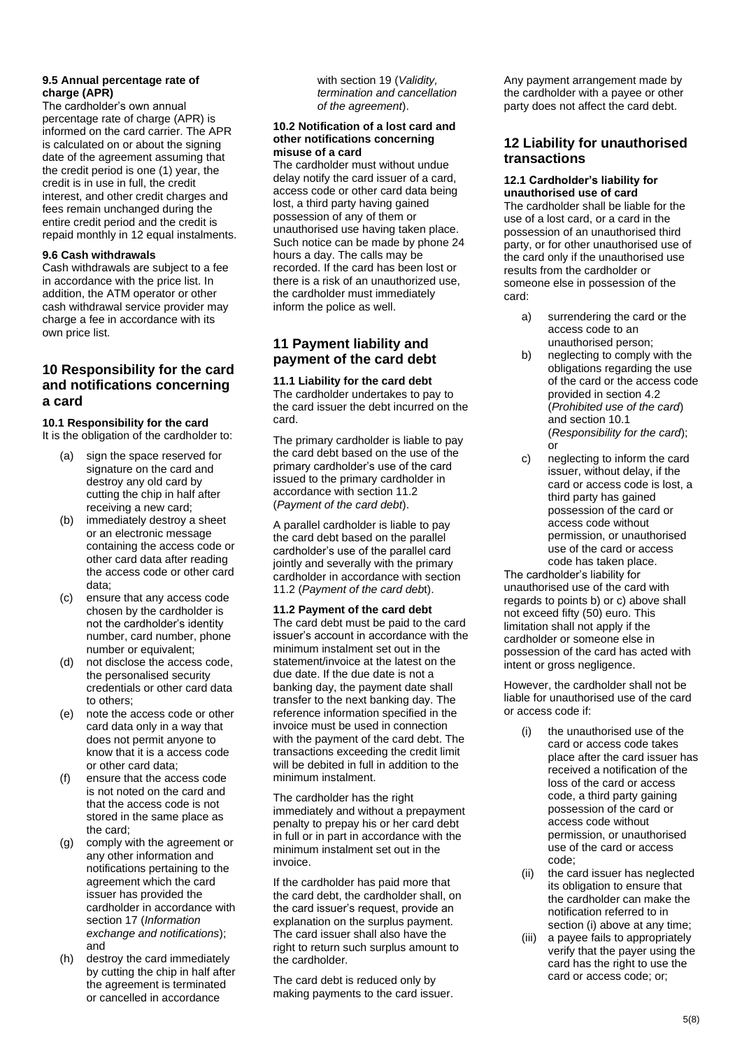**9.5 Annual percentage rate of charge (APR)**

The cardholder's own annual percentage rate of charge (APR) is informed on the card carrier. The APR is calculated on or about the signing date of the agreement assuming that the credit period is one (1) year, the credit is in use in full, the credit interest, and other credit charges and fees remain unchanged during the entire credit period and the credit is repaid monthly in 12 equal instalments.

**9.6 Cash withdrawals**

Cash withdrawals are subject to a fee in accordance with the price list. In addition, the ATM operator or other cash withdrawal service provider may charge a fee in accordance with its own price list.

## 10 Responsibility for the card and notifications concerning a card

**10.1 Responsibility for the card**

It is the obligation of the cardholder to:

(a) sign the space reserved for signature on the card and destroy any old card by cutting the chip in half after receiving a new card;

(b) immediately destroy a sheet or an electronic message containing the access code or other card data after reading the access code or other card data;

(c) ensure that any access code chosen by the cardholder is not the cardholder's identity number, card number, phone number or equivalent;

(d) not disclose the access code, the personalised security credentials or other card data to others;

(e) note the access code or other card data only in a way that does not permit anyone to know that it is a access code or other card data;

(f) ensure that the access code is not noted on the card and that the access code is not stored in the same place as the card;

(g) comply with the agreement or any other information and notifications pertaining to the agreement which the card issuer has provided the cardholder in accordance with section 17 (*Information exchange and notifications*); and

(h) destroy the card immediately by cutting the chip in half after the agreement is terminated or cancelled in accordance with section 19 (*Validity, termination and cancellation of the agreement*).

**10.2 Notification of a lost card and other notifications concerning misuse of a card**

The cardholder must without undue delay notify the card issuer of a card, access code or other card data being lost, a third party having gained possession of any of them or unauthorised use having taken place. Such notice can be made by phone 24 hours a day. The calls may be recorded. If the card has been lost or there is a risk of an unauthorized use, the cardholder must immediately inform the police as well.

## 11 Payment liability and payment of the card debt

**11.1 Liability for the card debt**

The cardholder undertakes to pay to the card issuer the debt incurred on the card.

The primary cardholder is liable to pay the card debt based on the use of the primary cardholder's use of the card issued to the primary cardholder in accordance with section 11.2 (*Payment of the card debt*).

A parallel cardholder is liable to pay the card debt based on the parallel cardholder's use of the parallel card jointly and severally with the primary cardholder in accordance with section 11.2 (*Payment of the card debt*).

**11.2 Payment of the card debt**

The card debt must be paid to the card issuer's account in accordance with the minimum instalment set out in the statement/invoice at the latest on the due date. If the due date is not a banking day, the payment date shall transfer to the next banking day. The reference information specified in the invoice must be used in connection with the payment of the card debt. The transactions exceeding the credit limit will be debited in full in addition to the minimum instalment.

The cardholder has the right immediately and without a prepayment penalty to prepay his or her card debt in full or in part in accordance with the minimum instalment set out in the invoice.

If the cardholder has paid more that the card debt, the cardholder shall, on the card issuer's request, provide an explanation on the surplus payment. The card issuer shall also have the right to return such surplus amount to the cardholder.

The card debt is reduced only by making payments to the card issuer.

Any payment arrangement made by the cardholder with a payee or other party does not affect the card debt.

## 12 Liability for unauthorised transactions

**12.1 Cardholder's liability for unauthorised use of card**

The cardholder shall be liable for the use of a lost card, or a card in the possession of an unauthorised third party, or for other unauthorised use of the card only if the unauthorised use results from the cardholder or someone else in possession of the card:

a) surrendering the card or the access code to an unauthorised person;

b) neglecting to comply with the obligations regarding the use of the card or the access code provided in section 4.2 (*Prohibited use of the card*) and section 10.1 (*Responsibility for the card*); or

c) neglecting to inform the card issuer, without delay, if the card or access code is lost, a third party has gained possession of the card or access code without permission, or unauthorised use of the card or access code has taken place.

The cardholder's liability for unauthorised use of the card with regards to points b) or c) above shall not exceed fifty (50) euro. This limitation shall not apply if the cardholder or someone else in possession of the card has acted with intent or gross negligence.

However, the cardholder shall not be liable for unauthorised use of the card or access code if:

(i) the unauthorised use of the card or access code takes place after the card issuer has received a notification of the loss of the card or access code, a third party gaining possession of the card or access code without permission, or unauthorised use of the card or access code;

(ii) the card issuer has neglected its obligation to ensure that the cardholder can make the notification referred to in section (i) above at any time;

(iii) a payee fails to appropriately verify that the payer using the card has the right to use the card or access code; or;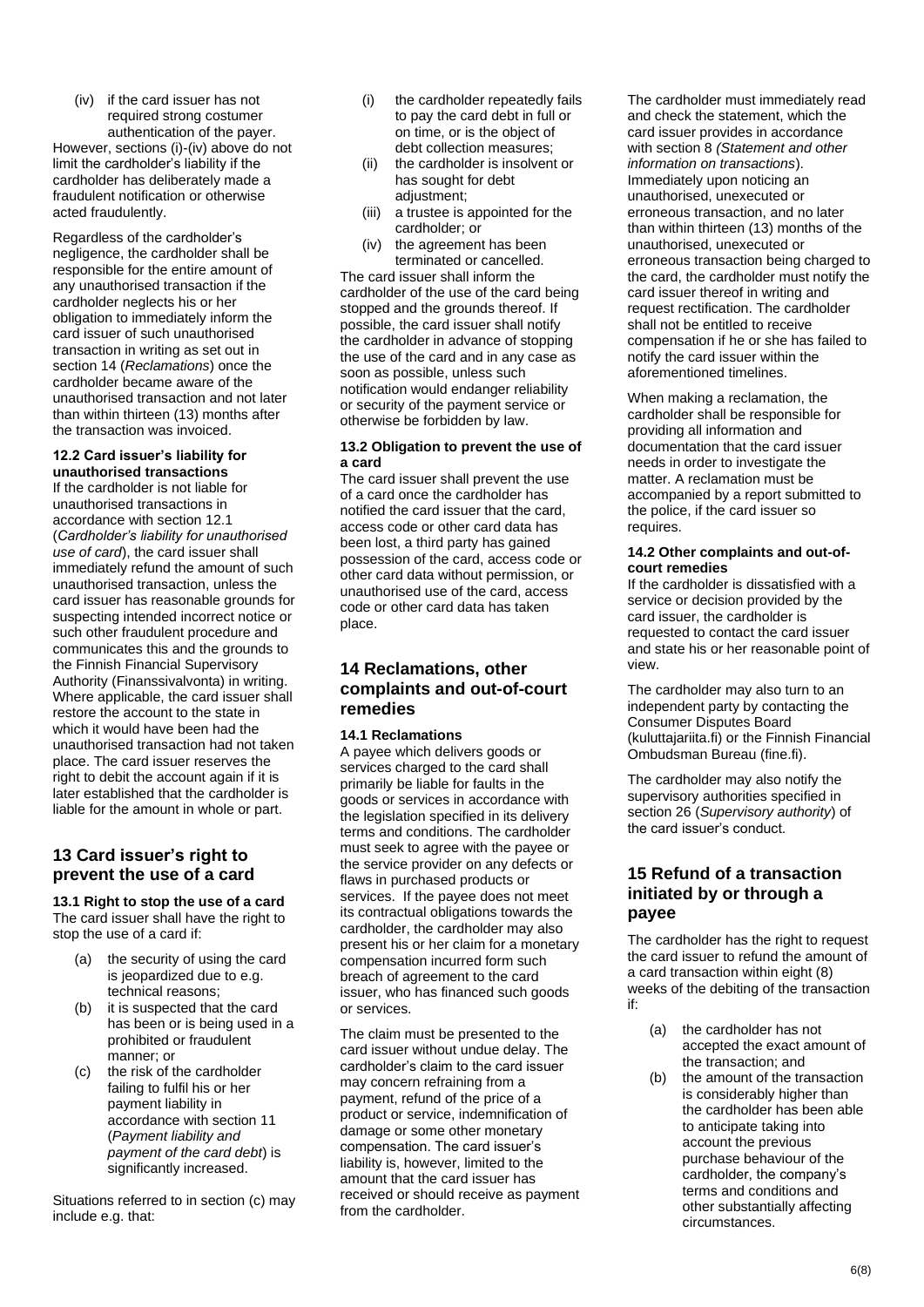(iv) if the card issuer has not required strong costumer authentication of the payer.

However, sections (i)-(iv) above do not limit the cardholder's liability if the cardholder has deliberately made a fraudulent notification or otherwise acted fraudulently.

Regardless of the cardholder's negligence, the cardholder shall be responsible for the entire amount of any unauthorised transaction if the cardholder neglects his or her obligation to immediately inform the card issuer of such unauthorised transaction in writing as set out in section 14 (*Reclamations*) once the cardholder became aware of the unauthorised transaction and not later than within thirteen (13) months after the transaction was invoiced.

### 12.2 Card issuer's liability for unauthorised transactions

If the cardholder is not liable for unauthorised transactions in accordance with section 12.1 (*Cardholder's liability for unauthorised use of card*), the card issuer shall immediately refund the amount of such unauthorised transaction, unless the card issuer has reasonable grounds for suspecting intended incorrect notice or such other fraudulent procedure and communicates this and the grounds to the Finnish Financial Supervisory Authority (Finanssivalvonta) in writing. Where applicable, the card issuer shall restore the account to the state in which it would have been had the unauthorised transaction had not taken place. The card issuer reserves the right to debit the account again if it is later established that the cardholder is liable for the amount in whole or part.

## 13 Card issuer's right to prevent the use of a card

### 13.1 Right to stop the use of a card

The card issuer shall have the right to stop the use of a card if:

(a) the security of using the card is jeopardized due to e.g. technical reasons;
(b) it is suspected that the card has been or is being used in a prohibited or fraudulent manner; or
(c) the risk of the cardholder failing to fulfil his or her payment liability in accordance with section 11 (*Payment liability and payment of the card debt*) is significantly increased.

Situations referred to in section (c) may include e.g. that:

(i) the cardholder repeatedly fails to pay the card debt in full or on time, or is the object of debt collection measures;
(ii) the cardholder is insolvent or has sought for debt adjustment;
(iii) a trustee is appointed for the cardholder; or
(iv) the agreement has been terminated or cancelled.

The card issuer shall inform the cardholder of the use of the card being stopped and the grounds thereof. If possible, the card issuer shall notify the cardholder in advance of stopping the use of the card and in any case as soon as possible, unless such notification would endanger reliability or security of the payment service or otherwise be forbidden by law.

### 13.2 Obligation to prevent the use of a card

The card issuer shall prevent the use of a card once the cardholder has notified the card issuer that the card, access code or other card data has been lost, a third party has gained possession of the card, access code or other card data without permission, or unauthorised use of the card, access code or other card data has taken place.

## 14 Reclamations, other complaints and out-of-court remedies

### 14.1 Reclamations

A payee which delivers goods or services charged to the card shall primarily be liable for faults in the goods or services in accordance with the legislation specified in its delivery terms and conditions. The cardholder must seek to agree with the payee or the service provider on any defects or flaws in purchased products or services. If the payee does not meet its contractual obligations towards the cardholder, the cardholder may also present his or her claim for a monetary compensation incurred form such breach of agreement to the card issuer, who has financed such goods or services.

The claim must be presented to the card issuer without undue delay. The cardholder's claim to the card issuer may concern refraining from a payment, refund of the price of a product or service, indemnification of damage or some other monetary compensation. The card issuer's liability is, however, limited to the amount that the card issuer has received or should receive as payment from the cardholder.

The cardholder must immediately read and check the statement, which the card issuer provides in accordance with section 8 *(Statement and other information on transactions*). Immediately upon noticing an unauthorised, unexecuted or erroneous transaction, and no later than within thirteen (13) months of the unauthorised, unexecuted or erroneous transaction being charged to the card, the cardholder must notify the card issuer thereof in writing and request rectification. The cardholder shall not be entitled to receive compensation if he or she has failed to notify the card issuer within the aforementioned timelines.

When making a reclamation, the cardholder shall be responsible for providing all information and documentation that the card issuer needs in order to investigate the matter. A reclamation must be accompanied by a report submitted to the police, if the card issuer so requires.

### 14.2 Other complaints and out-of-court remedies

If the cardholder is dissatisfied with a service or decision provided by the card issuer, the cardholder is requested to contact the card issuer and state his or her reasonable point of view.

The cardholder may also turn to an independent party by contacting the Consumer Disputes Board (kuluttajariita.fi) or the Finnish Financial Ombudsman Bureau (fine.fi).

The cardholder may also notify the supervisory authorities specified in section 26 (*Supervisory authority*) of the card issuer's conduct.

## 15 Refund of a transaction initiated by or through a payee

The cardholder has the right to request the card issuer to refund the amount of a card transaction within eight (8) weeks of the debiting of the transaction if:

(a) the cardholder has not accepted the exact amount of the transaction; and
(b) the amount of the transaction is considerably higher than the cardholder has been able to anticipate taking into account the previous purchase behaviour of the cardholder, the company's terms and conditions and other substantially affecting circumstances.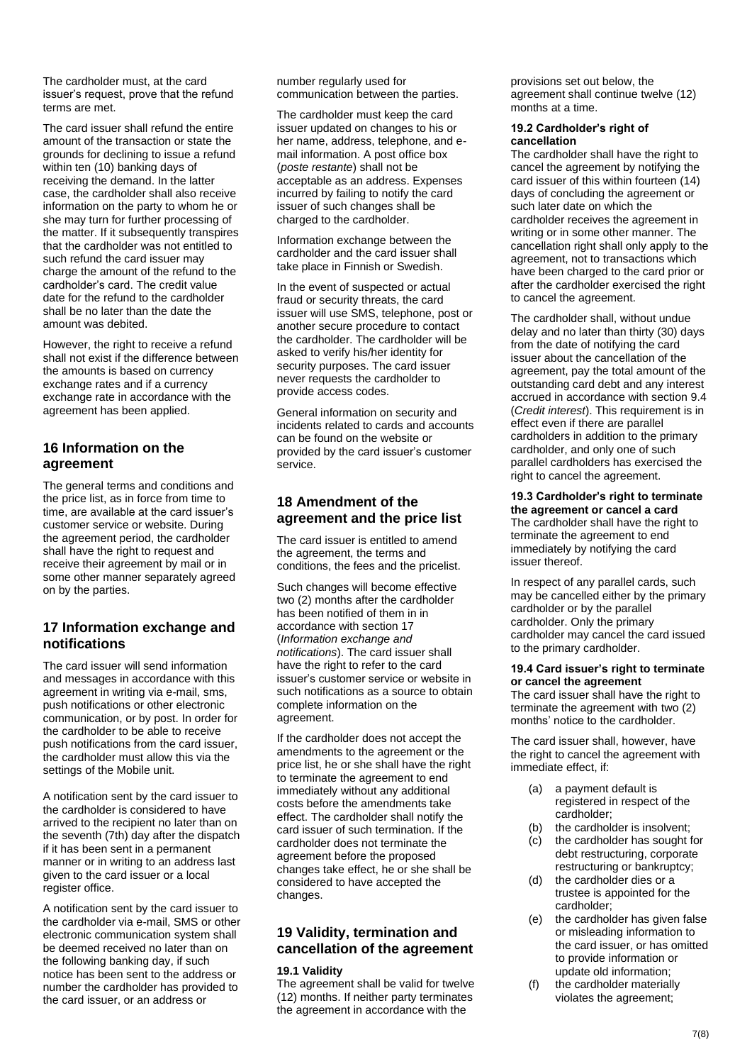The cardholder must, at the card issuer's request, prove that the refund terms are met.

The card issuer shall refund the entire amount of the transaction or state the grounds for declining to issue a refund within ten (10) banking days of receiving the demand. In the latter case, the cardholder shall also receive information on the party to whom he or she may turn for further processing of the matter. If it subsequently transpires that the cardholder was not entitled to such refund the card issuer may charge the amount of the refund to the cardholder's card. The credit value date for the refund to the cardholder shall be no later than the date the amount was debited.

However, the right to receive a refund shall not exist if the difference between the amounts is based on currency exchange rates and if a currency exchange rate in accordance with the agreement has been applied.

## 16 Information on the agreement

The general terms and conditions and the price list, as in force from time to time, are available at the card issuer's customer service or website. During the agreement period, the cardholder shall have the right to request and receive their agreement by mail or in some other manner separately agreed on by the parties.

## 17 Information exchange and notifications

The card issuer will send information and messages in accordance with this agreement in writing via e-mail, sms, push notifications or other electronic communication, or by post. In order for the cardholder to be able to receive push notifications from the card issuer, the cardholder must allow this via the settings of the Mobile unit.

A notification sent by the card issuer to the cardholder is considered to have arrived to the recipient no later than on the seventh (7th) day after the dispatch if it has been sent in a permanent manner or in writing to an address last given to the card issuer or a local register office.

A notification sent by the card issuer to the cardholder via e-mail, SMS or other electronic communication system shall be deemed received no later than on the following banking day, if such notice has been sent to the address or number the cardholder has provided to the card issuer, or an address or number regularly used for communication between the parties.

The cardholder must keep the card issuer updated on changes to his or her name, address, telephone, and e-mail information. A post office box (*poste restante*) shall not be acceptable as an address. Expenses incurred by failing to notify the card issuer of such changes shall be charged to the cardholder.

Information exchange between the cardholder and the card issuer shall take place in Finnish or Swedish.

In the event of suspected or actual fraud or security threats, the card issuer will use SMS, telephone, post or another secure procedure to contact the cardholder. The cardholder will be asked to verify his/her identity for security purposes. The card issuer never requests the cardholder to provide access codes.

General information on security and incidents related to cards and accounts can be found on the website or provided by the card issuer's customer service.

## 18 Amendment of the agreement and the price list

The card issuer is entitled to amend the agreement, the terms and conditions, the fees and the pricelist.

Such changes will become effective two (2) months after the cardholder has been notified of them in in accordance with section 17 (*Information exchange and notifications*). The card issuer shall have the right to refer to the card issuer's customer service or website in such notifications as a source to obtain complete information on the agreement.

If the cardholder does not accept the amendments to the agreement or the price list, he or she shall have the right to terminate the agreement to end immediately without any additional costs before the amendments take effect. The cardholder shall notify the card issuer of such termination. If the cardholder does not terminate the agreement before the proposed changes take effect, he or she shall be considered to have accepted the changes.

## 19 Validity, termination and cancellation of the agreement

**19.1 Validity**
The agreement shall be valid for twelve (12) months. If neither party terminates the agreement in accordance with the provisions set out below, the agreement shall continue twelve (12) months at a time.

**19.2 Cardholder's right of cancellation**
The cardholder shall have the right to cancel the agreement by notifying the card issuer of this within fourteen (14) days of concluding the agreement or such later date on which the cardholder receives the agreement in writing or in some other manner. The cancellation right shall only apply to the agreement, not to transactions which have been charged to the card prior or after the cardholder exercised the right to cancel the agreement.

The cardholder shall, without undue delay and no later than thirty (30) days from the date of notifying the card issuer about the cancellation of the agreement, pay the total amount of the outstanding card debt and any interest accrued in accordance with section 9.4 (*Credit interest*). This requirement is in effect even if there are parallel cardholders in addition to the primary cardholder, and only one of such parallel cardholders has exercised the right to cancel the agreement.

**19.3 Cardholder's right to terminate the agreement or cancel a card**
The cardholder shall have the right to terminate the agreement to end immediately by notifying the card issuer thereof.

In respect of any parallel cards, such may be cancelled either by the primary cardholder or by the parallel cardholder. Only the primary cardholder may cancel the card issued to the primary cardholder.

**19.4 Card issuer's right to terminate or cancel the agreement**
The card issuer shall have the right to terminate the agreement with two (2) months' notice to the cardholder.

The card issuer shall, however, have the right to cancel the agreement with immediate effect, if:

(a) a payment default is registered in respect of the cardholder;
(b) the cardholder is insolvent;
(c) the cardholder has sought for debt restructuring, corporate restructuring or bankruptcy;
(d) the cardholder dies or a trustee is appointed for the cardholder;
(e) the cardholder has given false or misleading information to the card issuer, or has omitted to provide information or update old information;
(f) the cardholder materially violates the agreement;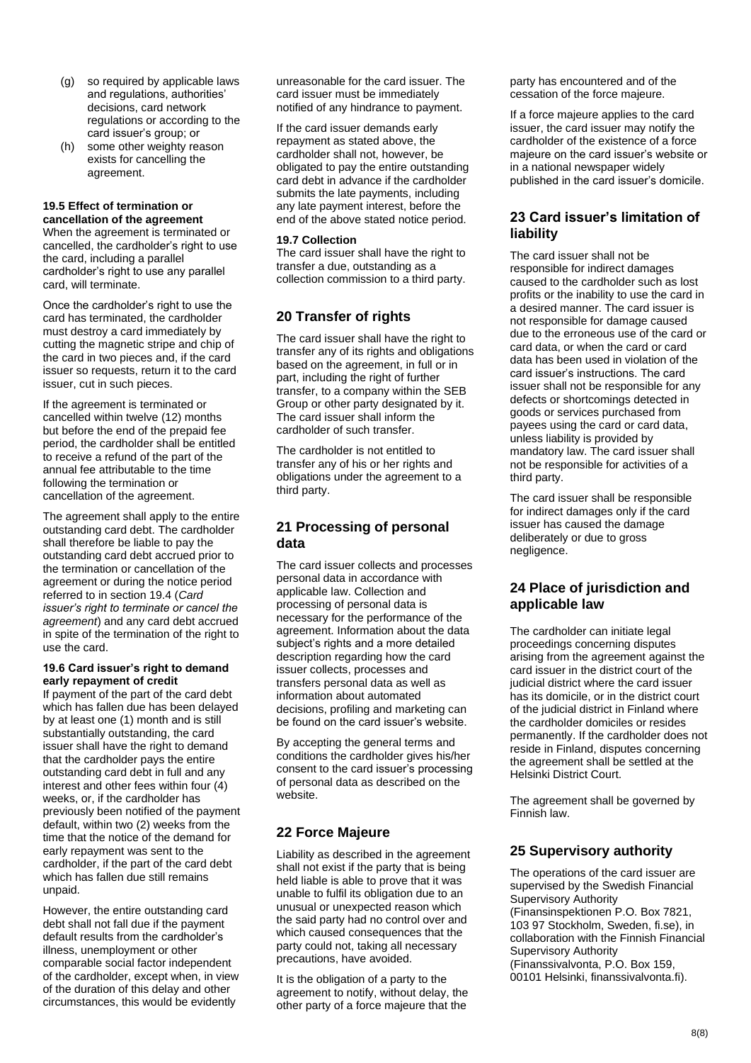(g) so required by applicable laws and regulations, authorities' decisions, card network regulations or according to the card issuer's group; or

(h) some other weighty reason exists for cancelling the agreement.

**19.5 Effect of termination or cancellation of the agreement**

When the agreement is terminated or cancelled, the cardholder's right to use the card, including a parallel cardholder's right to use any parallel card, will terminate.

Once the cardholder's right to use the card has terminated, the cardholder must destroy a card immediately by cutting the magnetic stripe and chip of the card in two pieces and, if the card issuer so requests, return it to the card issuer, cut in such pieces.

If the agreement is terminated or cancelled within twelve (12) months but before the end of the prepaid fee period, the cardholder shall be entitled to receive a refund of the part of the annual fee attributable to the time following the termination or cancellation of the agreement.

The agreement shall apply to the entire outstanding card debt. The cardholder shall therefore be liable to pay the outstanding card debt accrued prior to the termination or cancellation of the agreement or during the notice period referred to in section 19.4 (*Card issuer's right to terminate or cancel the agreement*) and any card debt accrued in spite of the termination of the right to use the card.

**19.6 Card issuer's right to demand early repayment of credit**

If payment of the part of the card debt which has fallen due has been delayed by at least one (1) month and is still substantially outstanding, the card issuer shall have the right to demand that the cardholder pays the entire outstanding card debt in full and any interest and other fees within four (4) weeks, or, if the cardholder has previously been notified of the payment default, within two (2) weeks from the time that the notice of the demand for early repayment was sent to the cardholder, if the part of the card debt which has fallen due still remains unpaid.

However, the entire outstanding card debt shall not fall due if the payment default results from the cardholder's illness, unemployment or other comparable social factor independent of the cardholder, except when, in view of the duration of this delay and other circumstances, this would be evidently unreasonable for the card issuer. The card issuer must be immediately notified of any hindrance to payment.

If the card issuer demands early repayment as stated above, the cardholder shall not, however, be obligated to pay the entire outstanding card debt in advance if the cardholder submits the late payments, including any late payment interest, before the end of the above stated notice period.

**19.7 Collection**

The card issuer shall have the right to transfer a due, outstanding as a collection commission to a third party.

## 20 Transfer of rights

The card issuer shall have the right to transfer any of its rights and obligations based on the agreement, in full or in part, including the right of further transfer, to a company within the SEB Group or other party designated by it. The card issuer shall inform the cardholder of such transfer.

The cardholder is not entitled to transfer any of his or her rights and obligations under the agreement to a third party.

## 21 Processing of personal data

The card issuer collects and processes personal data in accordance with applicable law. Collection and processing of personal data is necessary for the performance of the agreement. Information about the data subject's rights and a more detailed description regarding how the card issuer collects, processes and transfers personal data as well as information about automated decisions, profiling and marketing can be found on the card issuer's website.

By accepting the general terms and conditions the cardholder gives his/her consent to the card issuer's processing of personal data as described on the website.

## 22 Force Majeure

Liability as described in the agreement shall not exist if the party that is being held liable is able to prove that it was unable to fulfil its obligation due to an unusual or unexpected reason which the said party had no control over and which caused consequences that the party could not, taking all necessary precautions, have avoided.

It is the obligation of a party to the agreement to notify, without delay, the other party of a force majeure that the party has encountered and of the cessation of the force majeure.

If a force majeure applies to the card issuer, the card issuer may notify the cardholder of the existence of a force majeure on the card issuer's website or in a national newspaper widely published in the card issuer's domicile.

## 23 Card issuer's limitation of liability

The card issuer shall not be responsible for indirect damages caused to the cardholder such as lost profits or the inability to use the card in a desired manner. The card issuer is not responsible for damage caused due to the erroneous use of the card or card data, or when the card or card data has been used in violation of the card issuer's instructions. The card issuer shall not be responsible for any defects or shortcomings detected in goods or services purchased from payees using the card or card data, unless liability is provided by mandatory law. The card issuer shall not be responsible for activities of a third party.

The card issuer shall be responsible for indirect damages only if the card issuer has caused the damage deliberately or due to gross negligence.

## 24 Place of jurisdiction and applicable law

The cardholder can initiate legal proceedings concerning disputes arising from the agreement against the card issuer in the district court of the judicial district where the card issuer has its domicile, or in the district court of the judicial district in Finland where the cardholder domiciles or resides permanently. If the cardholder does not reside in Finland, disputes concerning the agreement shall be settled at the Helsinki District Court.

The agreement shall be governed by Finnish law.

## 25 Supervisory authority

The operations of the card issuer are supervised by the Swedish Financial Supervisory Authority (Finansinspektionen P.O. Box 7821, 103 97 Stockholm, Sweden, fi.se), in collaboration with the Finnish Financial Supervisory Authority (Finanssivalvonta, P.O. Box 159, 00101 Helsinki, finanssivalvonta.fi).